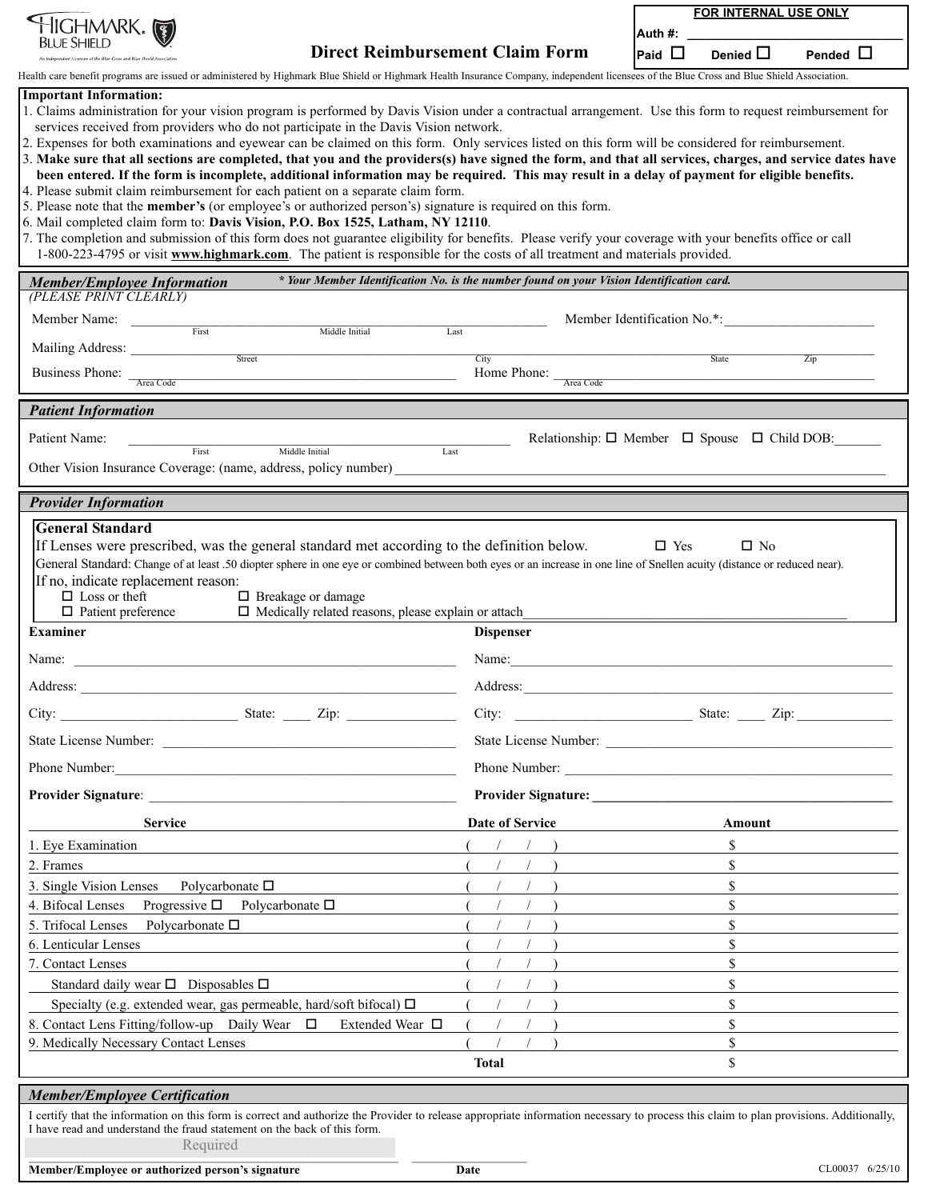HIGHMARK. BLUE SHIELD

An Independent Licensee of the Blue Cross and Blue Shield Association

# Direct Reimbursement Claim Form

| FOR INTERNAL USE ONLY | | |
|---|---|---|
| Auth #: ______________________ | | |
| Paid ☐ | Denied ☐ | Pended ☐ |

Health care benefit programs are issued or administered by Highmark Blue Shield or Highmark Health Insurance Company, independent licensees of the Blue Cross and Blue Shield Association.

**Important Information:**

1. Claims administration for your vision program is performed by Davis Vision under a contractual arrangement. Use this form to request reimbursement for services received from providers who do not participate in the Davis Vision network.
2. Expenses for both examinations and eyewear can be claimed on this form. Only services listed on this form will be considered for reimbursement.
3. **Make sure that all sections are completed, that you and the providers(s) have signed the form, and that all services, charges, and service dates have been entered. If the form is incomplete, additional information may be required. This may result in a delay of payment for eligible benefits.**
4. Please submit claim reimbursement for each patient on a separate claim form.
5. Please note that the **member's** (or employee's or authorized person's) signature is required on this form.
6. Mail completed claim form to: **Davis Vision, P.O. Box 1525, Latham, NY 12110**.
7. The completion and submission of this form does not guarantee eligibility for benefits. Please verify your coverage with your benefits office or call 1-800-223-4795 or visit **www.highmark.com**. The patient is responsible for the costs of all treatment and materials provided.

## *Member/Employee Information*

***\* Your Member Identification No. is the number found on your Vision Identification card.***

*(PLEASE PRINT CLEARLY)*

Member Name: ______________________________ (First / Middle Initial / Last) Member Identification No.*: ______________________

Mailing Address: ______________________________ (Street / City / State / Zip)

Business Phone: ______________________ (Area Code) Home Phone: ______________________ (Area Code)

## *Patient Information*

Patient Name: ______________________________ (First / Middle Initial / Last) Relationship: ☐ Member ☐ Spouse ☐ Child DOB:_______

Other Vision Insurance Coverage: (name, address, policy number) ______________________________

## *Provider Information*

**General Standard**

If Lenses were prescribed, was the general standard met according to the definition below. ☐ Yes ☐ No

General Standard: Change of at least .50 diopter sphere in one eye or combined between both eyes or an increase in one line of Snellen acuity (distance or reduced near).

If no, indicate replacement reason:

☐ Loss or theft ☐ Breakage or damage
☐ Patient preference ☐ Medically related reasons, please explain or attach______________________

| **Examiner** | **Dispenser** |
|---|---|
| Name: ______________________ | Name: ______________________ |
| Address: ______________________ | Address: ______________________ |
| City: __________ State: ____ Zip: ______ | City: __________ State: ____ Zip: ______ |
| State License Number: ______________ | State License Number: ______________ |
| Phone Number: ______________________ | Phone Number: ______________________ |
| **Provider Signature**: ______________ | **Provider Signature:** ______________ |

| Service | Date of Service | Amount |
|---|---|---|
| 1. Eye Examination | (   /   /   ) | $ |
| 2. Frames | (   /   /   ) | $ |
| 3. Single Vision Lenses Polycarbonate ☐ | (   /   /   ) | $ |
| 4. Bifocal Lenses Progressive ☐ Polycarbonate ☐ | (   /   /   ) | $ |
| 5. Trifocal Lenses Polycarbonate ☐ | (   /   /   ) | $ |
| 6. Lenticular Lenses | (   /   /   ) | $ |
| 7. Contact Lenses | (   /   /   ) | $ |
| Standard daily wear ☐ Disposables ☐ | (   /   /   ) | $ |
| Specialty (e.g. extended wear, gas permeable, hard/soft bifocal) ☐ | (   /   /   ) | $ |
| 8. Contact Lens Fitting/follow-up Daily Wear ☐ Extended Wear ☐ | (   /   /   ) | $ |
| 9. Medically Necessary Contact Lenses | (   /   /   ) | $ |
| | **Total** | $ |

## *Member/Employee Certification*

I certify that the information on this form is correct and authorize the Provider to release appropriate information necessary to process this claim to plan provisions. Additionally, I have read and understand the fraud statement on the back of this form.

Required

______________________________ ______________

**Member/Employee or authorized person's signature** **Date**

CL00037 6/25/10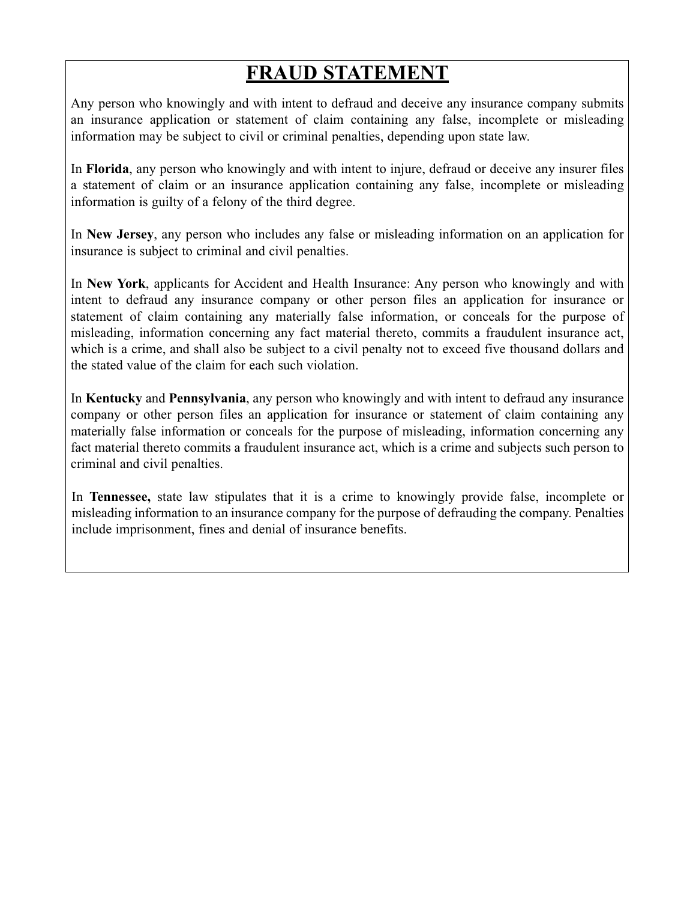# FRAUD STATEMENT

Any person who knowingly and with intent to defraud and deceive any insurance company submits an insurance application or statement of claim containing any false, incomplete or misleading information may be subject to civil or criminal penalties, depending upon state law.

In **Florida**, any person who knowingly and with intent to injure, defraud or deceive any insurer files a statement of claim or an insurance application containing any false, incomplete or misleading information is guilty of a felony of the third degree.

In **New Jersey**, any person who includes any false or misleading information on an application for insurance is subject to criminal and civil penalties.

In **New York**, applicants for Accident and Health Insurance: Any person who knowingly and with intent to defraud any insurance company or other person files an application for insurance or statement of claim containing any materially false information, or conceals for the purpose of misleading, information concerning any fact material thereto, commits a fraudulent insurance act, which is a crime, and shall also be subject to a civil penalty not to exceed five thousand dollars and the stated value of the claim for each such violation.

In **Kentucky** and **Pennsylvania**, any person who knowingly and with intent to defraud any insurance company or other person files an application for insurance or statement of claim containing any materially false information or conceals for the purpose of misleading, information concerning any fact material thereto commits a fraudulent insurance act, which is a crime and subjects such person to criminal and civil penalties.

In **Tennessee,** state law stipulates that it is a crime to knowingly provide false, incomplete or misleading information to an insurance company for the purpose of defrauding the company. Penalties include imprisonment, fines and denial of insurance benefits.